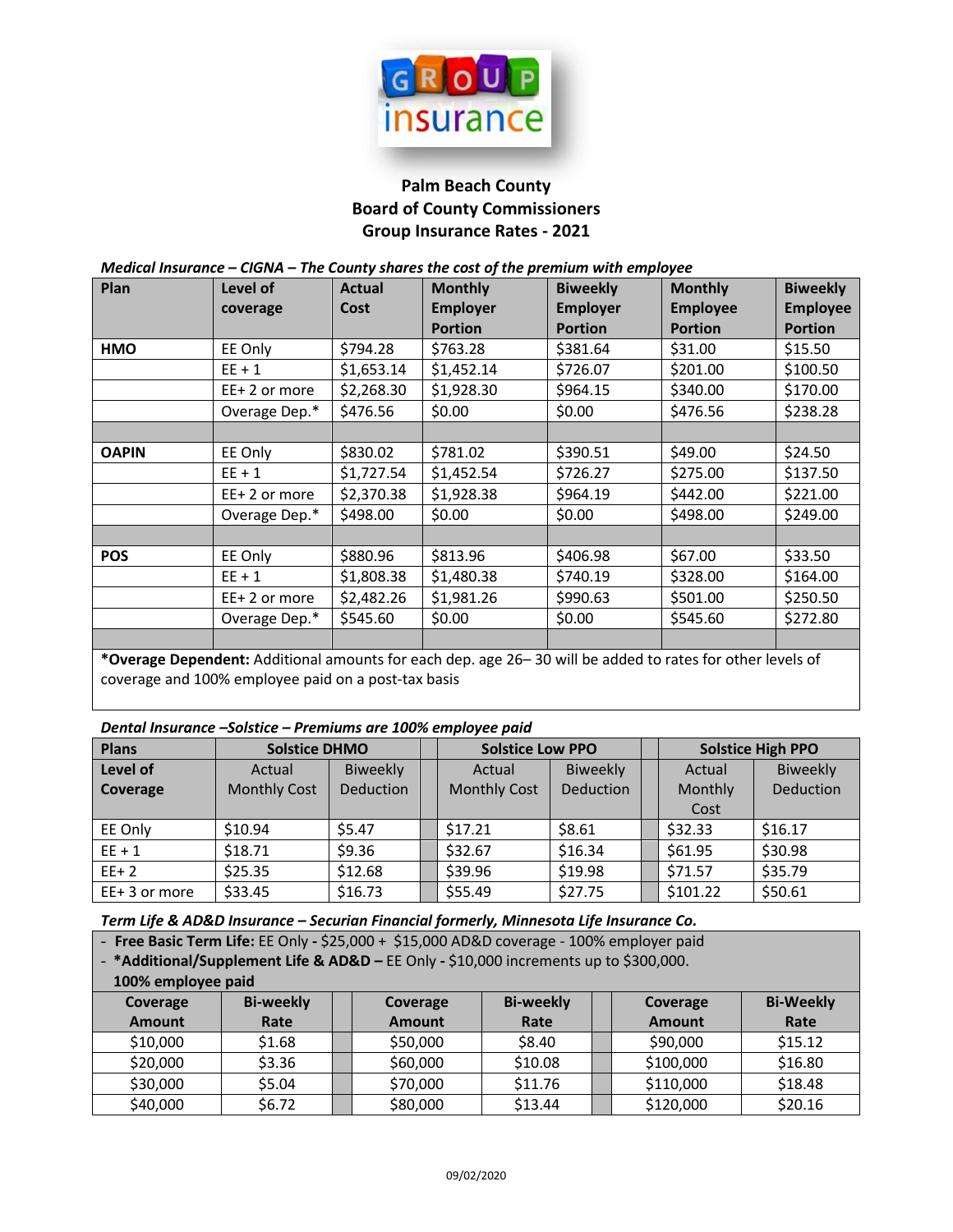# Palm Beach County
## Board of County Commissioners
## Group Insurance Rates - 2021

***Medical Insurance – CIGNA – The County shares the cost of the premium with employee***

| Plan | Level of coverage | Actual Cost | Monthly Employer Portion | Biweekly Employer Portion | Monthly Employee Portion | Biweekly Employee Portion |
|---|---|---|---|---|---|---|
| **HMO** | EE Only | $794.28 | $763.28 | $381.64 | $31.00 | $15.50 |
| | EE + 1 | $1,653.14 | $1,452.14 | $726.07 | $201.00 | $100.50 |
| | EE+ 2 or more | $2,268.30 | $1,928.30 | $964.15 | $340.00 | $170.00 |
| | Overage Dep.* | $476.56 | $0.00 | $0.00 | $476.56 | $238.28 |
| | | | | | | |
| **OAPIN** | EE Only | $830.02 | $781.02 | $390.51 | $49.00 | $24.50 |
| | EE + 1 | $1,727.54 | $1,452.54 | $726.27 | $275.00 | $137.50 |
| | EE+ 2 or more | $2,370.38 | $1,928.38 | $964.19 | $442.00 | $221.00 |
| | Overage Dep.* | $498.00 | $0.00 | $0.00 | $498.00 | $249.00 |
| | | | | | | |
| **POS** | EE Only | $880.96 | $813.96 | $406.98 | $67.00 | $33.50 |
| | EE + 1 | $1,808.38 | $1,480.38 | $740.19 | $328.00 | $164.00 |
| | EE+ 2 or more | $2,482.26 | $1,981.26 | $990.63 | $501.00 | $250.50 |
| | Overage Dep.* | $545.60 | $0.00 | $0.00 | $545.60 | $272.80 |

**\*Overage Dependent:** Additional amounts for each dep. age 26– 30 will be added to rates for other levels of coverage and 100% employee paid on a post-tax basis

***Dental Insurance –Solstice – Premiums are 100% employee paid***

| Plans | Solstice DHMO | | Solstice Low PPO | | Solstice High PPO | |
|---|---|---|---|---|---|---|
| **Level of Coverage** | Actual Monthly Cost | Biweekly Deduction | Actual Monthly Cost | Biweekly Deduction | Actual Monthly Cost | Biweekly Deduction |
| EE Only | $10.94 | $5.47 | $17.21 | $8.61 | $32.33 | $16.17 |
| EE + 1 | $18.71 | $9.36 | $32.67 | $16.34 | $61.95 | $30.98 |
| EE+ 2 | $25.35 | $12.68 | $39.96 | $19.98 | $71.57 | $35.79 |
| EE+ 3 or more | $33.45 | $16.73 | $55.49 | $27.75 | $101.22 | $50.61 |

***Term Life & AD&D Insurance – Securian Financial formerly, Minnesota Life Insurance Co.***

- **Free Basic Term Life:** EE Only - $25,000 + $15,000 AD&D coverage - 100% employer paid
- ***Additional/Supplement Life & AD&D –** EE Only - $10,000 increments up to $300,000. **100% employee paid**

| Coverage Amount | Bi-weekly Rate | Coverage Amount | Bi-weekly Rate | Coverage Amount | Bi-Weekly Rate |
|---|---|---|---|---|---|
| $10,000 | $1.68 | $50,000 | $8.40 | $90,000 | $15.12 |
| $20,000 | $3.36 | $60,000 | $10.08 | $100,000 | $16.80 |
| $30,000 | $5.04 | $70,000 | $11.76 | $110,000 | $18.48 |
| $40,000 | $6.72 | $80,000 | $13.44 | $120,000 | $20.16 |

09/02/2020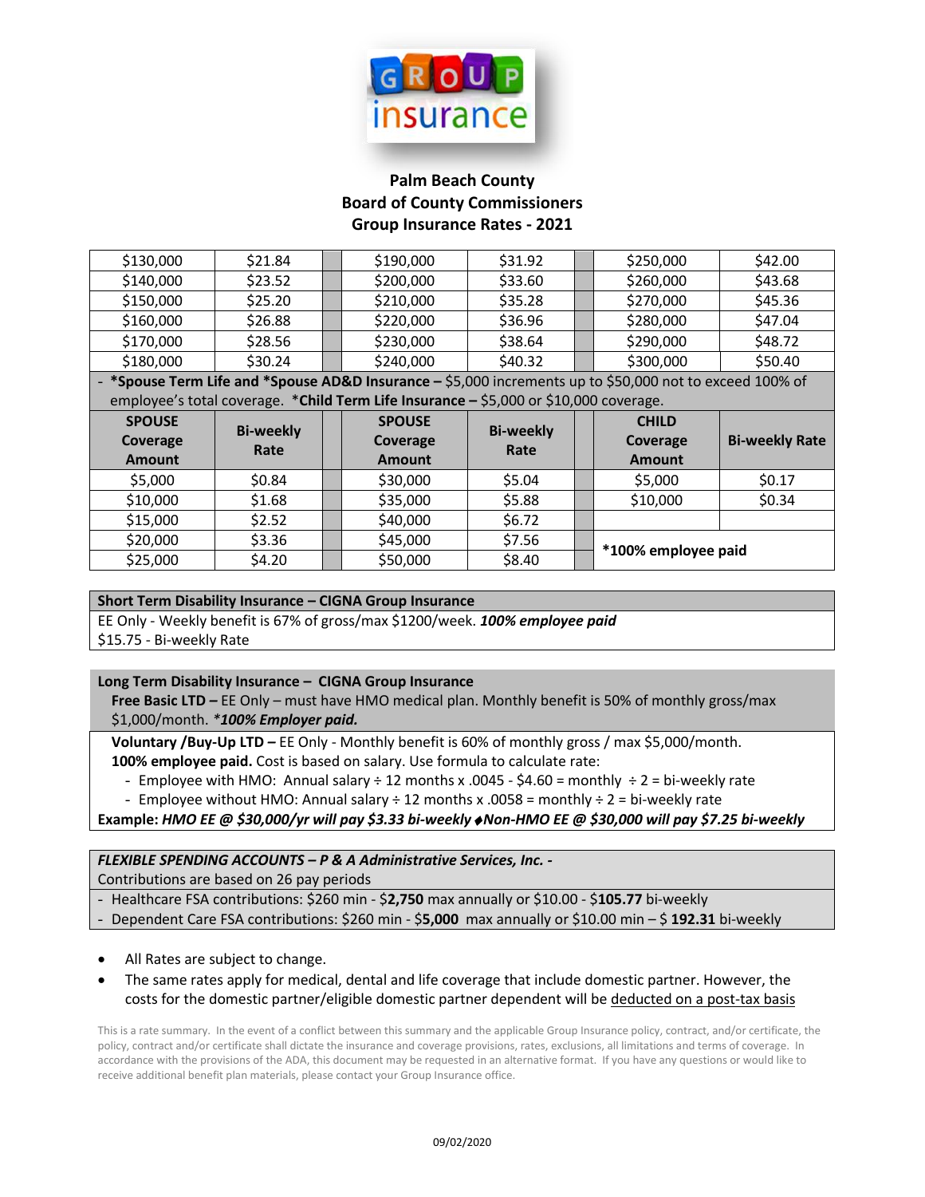**Palm Beach County**
**Board of County Commissioners**
**Group Insurance Rates - 2021**

| | | | | | | |
|---|---|---|---|---|---|---|
| $130,000 | $21.84 | | $190,000 | $31.92 | $250,000 | $42.00 |
| $140,000 | $23.52 | | $200,000 | $33.60 | $260,000 | $43.68 |
| $150,000 | $25.20 | | $210,000 | $35.28 | $270,000 | $45.36 |
| $160,000 | $26.88 | | $220,000 | $36.96 | $280,000 | $47.04 |
| $170,000 | $28.56 | | $230,000 | $38.64 | $290,000 | $48.72 |
| $180,000 | $30.24 | | $240,000 | $40.32 | $300,000 | $50.40 |

- ***Spouse Term Life and *Spouse AD&D Insurance –** $5,000 increments up to $50,000 not to exceed 100% of employee's total coverage. ***Child Term Life Insurance –** $5,000 or $10,000 coverage.

| SPOUSE Coverage Amount | Bi-weekly Rate | SPOUSE Coverage Amount | Bi-weekly Rate | CHILD Coverage Amount | Bi-weekly Rate |
|---|---|---|---|---|---|
| $5,000 | $0.84 | $30,000 | $5.04 | $5,000 | $0.17 |
| $10,000 | $1.68 | $35,000 | $5.88 | $10,000 | $0.34 |
| $15,000 | $2.52 | $40,000 | $6.72 | | |
| $20,000 | $3.36 | $45,000 | $7.56 | ***100% employee paid** | |
| $25,000 | $4.20 | $50,000 | $8.40 | | |

**Short Term Disability Insurance – CIGNA Group Insurance**

EE Only - Weekly benefit is 67% of gross/max $1200/week. ***100% employee paid***

$15.75 - Bi-weekly Rate

**Long Term Disability Insurance – CIGNA Group Insurance**

**Free Basic LTD –** EE Only – must have HMO medical plan. Monthly benefit is 50% of monthly gross/max $1,000/month. ****100% Employer paid.***

**Voluntary /Buy-Up LTD –** EE Only - Monthly benefit is 60% of monthly gross / max $5,000/month. **100% employee paid.** Cost is based on salary. Use formula to calculate rate:

- Employee with HMO: Annual salary ÷ 12 months x .0045 - $4.60 = monthly ÷ 2 = bi-weekly rate
- Employee without HMO: Annual salary ÷ 12 months x .0058 = monthly ÷ 2 = bi-weekly rate

**Example:** ***HMO EE @ $30,000/yr will pay $3.33 bi-weekly ♦Non-HMO EE @ $30,000 will pay $7.25 bi-weekly***

***FLEXIBLE SPENDING ACCOUNTS – P & A Administrative Services, Inc. -***

Contributions are based on 26 pay periods

- Healthcare FSA contributions: $260 min - $**2,750** max annually or $10.00 - $**105.77** bi-weekly
- Dependent Care FSA contributions: $260 min - $**5,000** max annually or $10.00 min – $ **192.31** bi-weekly

- All Rates are subject to change.
- The same rates apply for medical, dental and life coverage that include domestic partner. However, the costs for the domestic partner/eligible domestic partner dependent will be deducted on a post-tax basis

This is a rate summary. In the event of a conflict between this summary and the applicable Group Insurance policy, contract, and/or certificate, the policy, contract and/or certificate shall dictate the insurance and coverage provisions, rates, exclusions, all limitations and terms of coverage. In accordance with the provisions of the ADA, this document may be requested in an alternative format. If you have any questions or would like to receive additional benefit plan materials, please contact your Group Insurance office.

09/02/2020